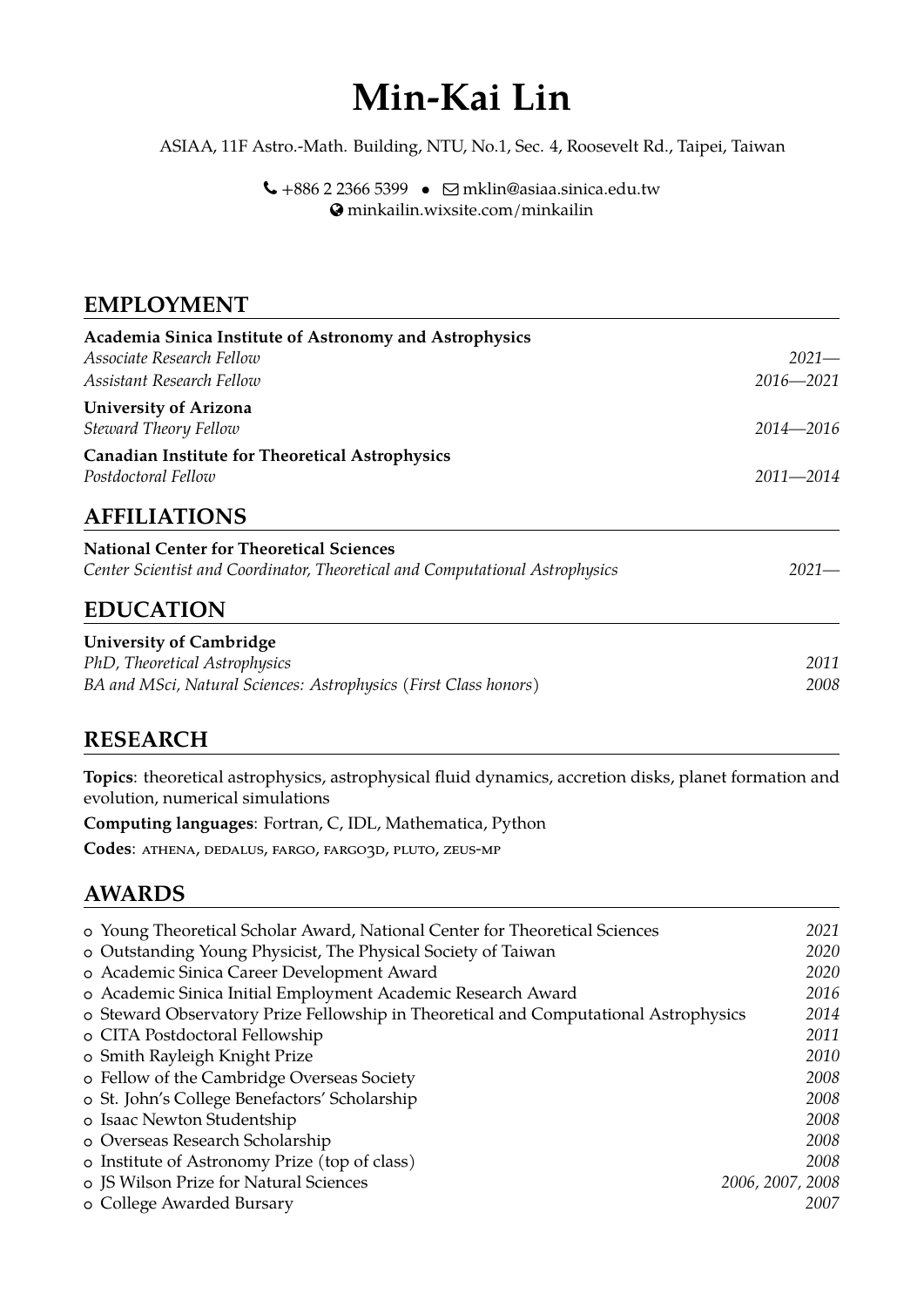# Min-Kai Lin

ASIAA, 11F Astro.-Math. Building, NTU, No.1, Sec. 4, Roosevelt Rd., Taipei, Taiwan

+886 2 2366 5399 • mklin@asiaa.sinica.edu.tw
minkailin.wixsite.com/minkailin

## EMPLOYMENT

**Academia Sinica Institute of Astronomy and Astrophysics**
*Associate Research Fellow* — *2021—*
*Assistant Research Fellow* — *2016—2021*

**University of Arizona**
*Steward Theory Fellow* — *2014—2016*

**Canadian Institute for Theoretical Astrophysics**
*Postdoctoral Fellow* — *2011—2014*

## AFFILIATIONS

**National Center for Theoretical Sciences**
*Center Scientist and Coordinator, Theoretical and Computational Astrophysics* — *2021—*

## EDUCATION

**University of Cambridge**
*PhD, Theoretical Astrophysics* — *2011*
*BA and MSci, Natural Sciences: Astrophysics (First Class honors)* — *2008*

## RESEARCH

**Topics**: theoretical astrophysics, astrophysical fluid dynamics, accretion disks, planet formation and evolution, numerical simulations

**Computing languages**: Fortran, C, IDL, Mathematica, Python

**Codes**: ATHENA, DEDALUS, FARGO, FARGO3D, PLUTO, ZEUS-MP

## AWARDS

- Young Theoretical Scholar Award, National Center for Theoretical Sciences — *2021*
- Outstanding Young Physicist, The Physical Society of Taiwan — *2020*
- Academic Sinica Career Development Award — *2020*
- Academic Sinica Initial Employment Academic Research Award — *2016*
- Steward Observatory Prize Fellowship in Theoretical and Computational Astrophysics — *2014*
- CITA Postdoctoral Fellowship — *2011*
- Smith Rayleigh Knight Prize — *2010*
- Fellow of the Cambridge Overseas Society — *2008*
- St. John's College Benefactors' Scholarship — *2008*
- Isaac Newton Studentship — *2008*
- Overseas Research Scholarship — *2008*
- Institute of Astronomy Prize (top of class) — *2008*
- JS Wilson Prize for Natural Sciences — *2006, 2007, 2008*
- College Awarded Bursary — *2007*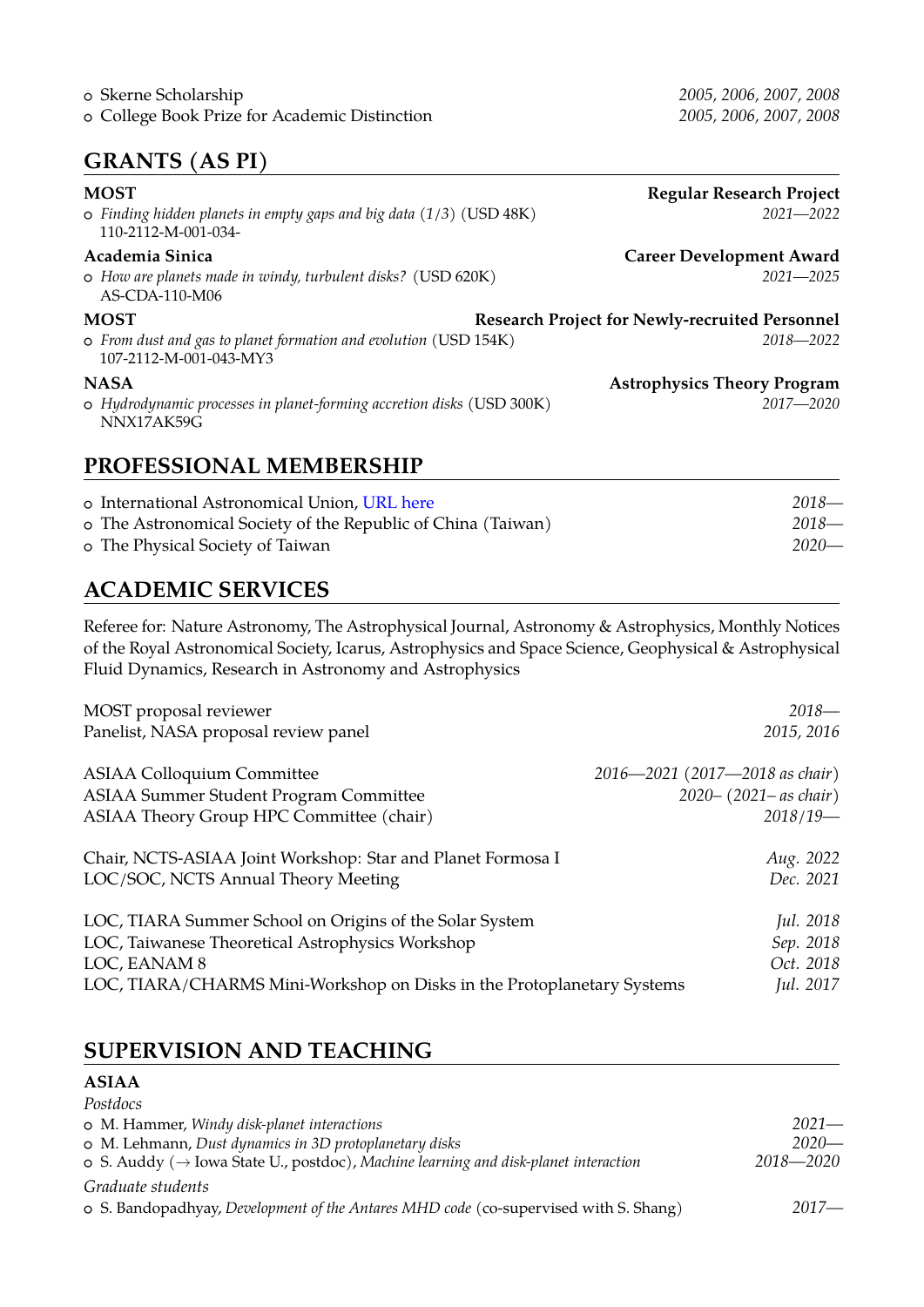- Skerne Scholarship *2005, 2006, 2007, 2008*
- College Book Prize for Academic Distinction *2005, 2006, 2007, 2008*

## GRANTS (AS PI)

**MOST** **Regular Research Project**
- *Finding hidden planets in empty gaps and big data* (1/3) (USD 48K) *2021—2022*
  110-2112-M-001-034-

**Academia Sinica** **Career Development Award**
- *How are planets made in windy, turbulent disks?* (USD 620K) *2021—2025*
  AS-CDA-110-M06

**MOST** **Research Project for Newly-recruited Personnel**
- *From dust and gas to planet formation and evolution* (USD 154K) *2018—2022*
  107-2112-M-001-043-MY3

**NASA** **Astrophysics Theory Program**
- *Hydrodynamic processes in planet-forming accretion disks* (USD 300K) *2017—2020*
  NNX17AK59G

## PROFESSIONAL MEMBERSHIP

- International Astronomical Union, URL here *2018—*
- The Astronomical Society of the Republic of China (Taiwan) *2018—*
- The Physical Society of Taiwan *2020—*

## ACADEMIC SERVICES

Referee for: Nature Astronomy, The Astrophysical Journal, Astronomy & Astrophysics, Monthly Notices of the Royal Astronomical Society, Icarus, Astrophysics and Space Science, Geophysical & Astrophysical Fluid Dynamics, Research in Astronomy and Astrophysics

MOST proposal reviewer *2018—*
Panelist, NASA proposal review panel *2015, 2016*

ASIAA Colloquium Committee *2016—2021 (2017—2018 as chair)*
ASIAA Summer Student Program Committee *2020– (2021– as chair)*
ASIAA Theory Group HPC Committee (chair) *2018/19—*

Chair, NCTS-ASIAA Joint Workshop: Star and Planet Formosa I *Aug. 2022*
LOC/SOC, NCTS Annual Theory Meeting *Dec. 2021*

LOC, TIARA Summer School on Origins of the Solar System *Jul. 2018*
LOC, Taiwanese Theoretical Astrophysics Workshop *Sep. 2018*
LOC, EANAM 8 *Oct. 2018*
LOC, TIARA/CHARMS Mini-Workshop on Disks in the Protoplanetary Systems *Jul. 2017*

## SUPERVISION AND TEACHING

**ASIAA**

*Postdocs*
- M. Hammer, *Windy disk-planet interactions* *2021—*
- M. Lehmann, *Dust dynamics in 3D protoplanetary disks* *2020—*
- S. Auddy (→ Iowa State U., postdoc), *Machine learning and disk-planet interaction* *2018—2020*

*Graduate students*
- S. Bandopadhyay, *Development of the Antares MHD code* (co-supervised with S. Shang) *2017—*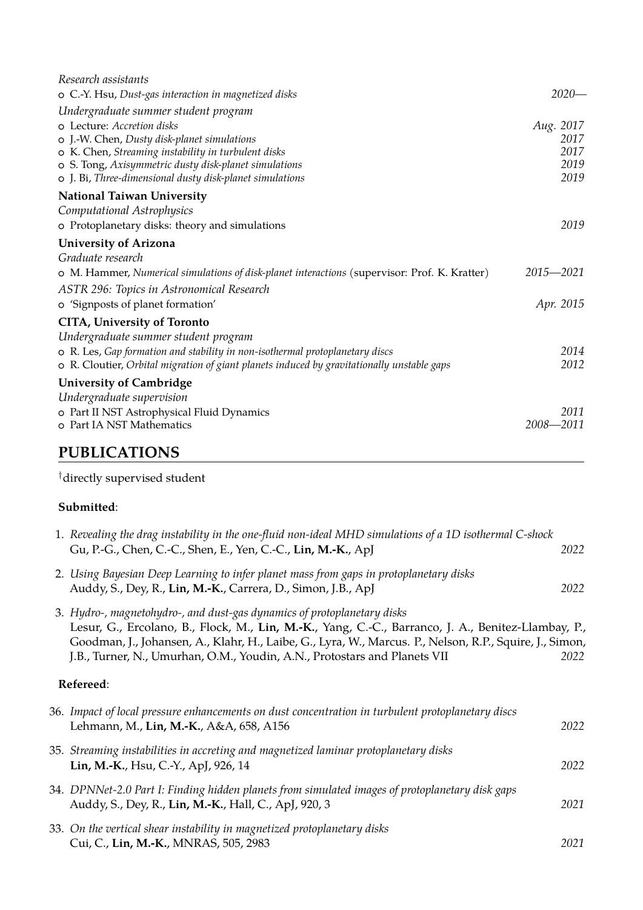*Research assistants*

- C.-Y. Hsu, *Dust-gas interaction in magnetized disks* — *2020—*

*Undergraduate summer student program*

- Lecture: *Accretion disks* — *Aug. 2017*
- J.-W. Chen, *Dusty disk-planet simulations* — *2017*
- K. Chen, *Streaming instability in turbulent disks* — *2017*
- S. Tong, *Axisymmetric dusty disk-planet simulations* — *2019*
- J. Bi, *Three-dimensional dusty disk-planet simulations* — *2019*

**National Taiwan University**

*Computational Astrophysics*

- Protoplanetary disks: theory and simulations — *2019*

**University of Arizona**

*Graduate research*

- M. Hammer, *Numerical simulations of disk-planet interactions* (supervisor: Prof. K. Kratter) — *2015—2021*

*ASTR 296: Topics in Astronomical Research*

- 'Signposts of planet formation' — *Apr. 2015*

**CITA, University of Toronto**

*Undergraduate summer student program*

- R. Les, *Gap formation and stability in non-isothermal protoplanetary discs* — *2014*
- R. Cloutier, *Orbital migration of giant planets induced by gravitationally unstable gaps* — *2012*

**University of Cambridge**

*Undergraduate supervision*

- Part II NST Astrophysical Fluid Dynamics — *2011*
- Part IA NST Mathematics — *2008—2011*

## PUBLICATIONS

†directly supervised student

**Submitted**:

1. *Revealing the drag instability in the one-fluid non-ideal MHD simulations of a 1D isothermal C-shock*
   Gu, P.-G., Chen, C.-C., Shen, E., Yen, C.-C., **Lin, M.-K.**, ApJ — *2022*
2. *Using Bayesian Deep Learning to infer planet mass from gaps in protoplanetary disks*
   Auddy, S., Dey, R., **Lin, M.-K.**, Carrera, D., Simon, J.B., ApJ — *2022*
3. *Hydro-, magnetohydro-, and dust-gas dynamics of protoplanetary disks*
   Lesur, G., Ercolano, B., Flock, M., **Lin, M.-K.**, Yang, C.-C., Barranco, J. A., Benitez-Llambay, P., Goodman, J., Johansen, A., Klahr, H., Laibe, G., Lyra, W., Marcus. P., Nelson, R.P., Squire, J., Simon, J.B., Turner, N., Umurhan, O.M., Youdin, A.N., Protostars and Planets VII — *2022*

**Refereed**:

36. *Impact of local pressure enhancements on dust concentration in turbulent protoplanetary discs*
    Lehmann, M., **Lin, M.-K.**, A&A, 658, A156 — *2022*
35. *Streaming instabilities in accreting and magnetized laminar protoplanetary disks*
    **Lin, M.-K.**, Hsu, C.-Y., ApJ, 926, 14 — *2022*
34. *DPNNet-2.0 Part I: Finding hidden planets from simulated images of protoplanetary disk gaps*
    Auddy, S., Dey, R., **Lin, M.-K.**, Hall, C., ApJ, 920, 3 — *2021*
33. *On the vertical shear instability in magnetized protoplanetary disks*
    Cui, C., **Lin, M.-K.**, MNRAS, 505, 2983 — *2021*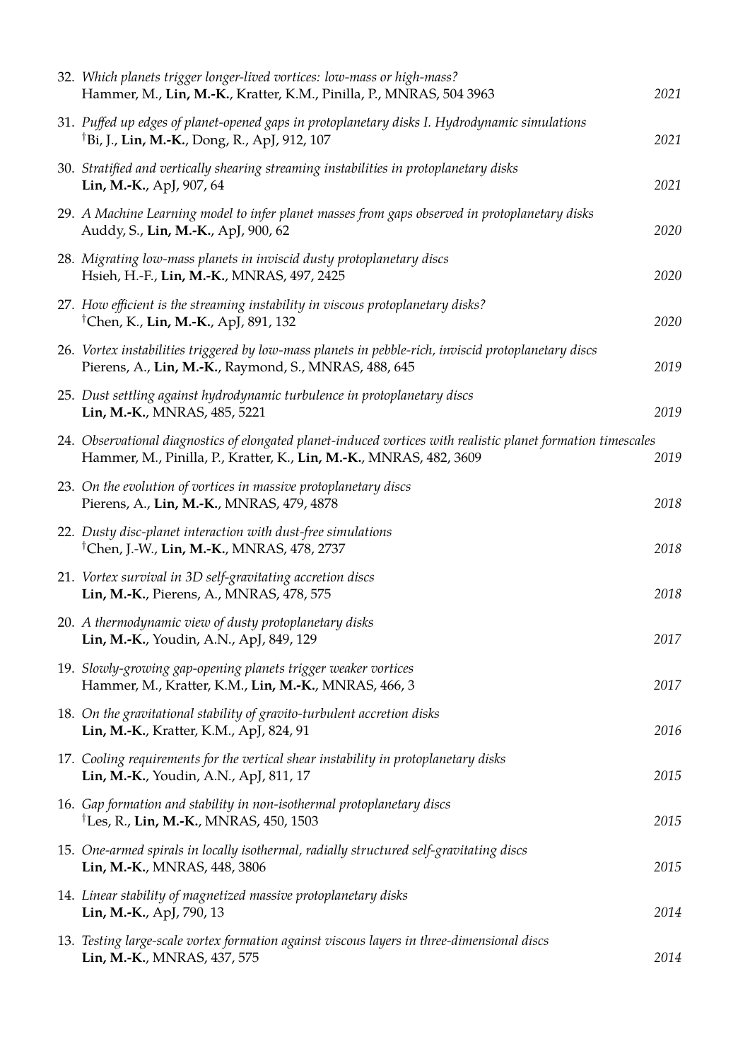32. *Which planets trigger longer-lived vortices: low-mass or high-mass?*
    Hammer, M., **Lin, M.-K.**, Kratter, K.M., Pinilla, P., MNRAS, 504 3963 *2021*

31. *Puffed up edges of planet-opened gaps in protoplanetary disks I. Hydrodynamic simulations*
    †Bi, J., **Lin, M.-K.**, Dong, R., ApJ, 912, 107 *2021*

30. *Stratified and vertically shearing streaming instabilities in protoplanetary disks*
    **Lin, M.-K.**, ApJ, 907, 64 *2021*

29. *A Machine Learning model to infer planet masses from gaps observed in protoplanetary disks*
    Auddy, S., **Lin, M.-K.**, ApJ, 900, 62 *2020*

28. *Migrating low-mass planets in inviscid dusty protoplanetary discs*
    Hsieh, H.-F., **Lin, M.-K.**, MNRAS, 497, 2425 *2020*

27. *How efficient is the streaming instability in viscous protoplanetary disks?*
    †Chen, K., **Lin, M.-K.**, ApJ, 891, 132 *2020*

26. *Vortex instabilities triggered by low-mass planets in pebble-rich, inviscid protoplanetary discs*
    Pierens, A., **Lin, M.-K.**, Raymond, S., MNRAS, 488, 645 *2019*

25. *Dust settling against hydrodynamic turbulence in protoplanetary discs*
    **Lin, M.-K.**, MNRAS, 485, 5221 *2019*

24. *Observational diagnostics of elongated planet-induced vortices with realistic planet formation timescales*
    Hammer, M., Pinilla, P., Kratter, K., **Lin, M.-K.**, MNRAS, 482, 3609 *2019*

23. *On the evolution of vortices in massive protoplanetary discs*
    Pierens, A., **Lin, M.-K.**, MNRAS, 479, 4878 *2018*

22. *Dusty disc-planet interaction with dust-free simulations*
    †Chen, J.-W., **Lin, M.-K.**, MNRAS, 478, 2737 *2018*

21. *Vortex survival in 3D self-gravitating accretion discs*
    **Lin, M.-K.**, Pierens, A., MNRAS, 478, 575 *2018*

20. *A thermodynamic view of dusty protoplanetary disks*
    **Lin, M.-K.**, Youdin, A.N., ApJ, 849, 129 *2017*

19. *Slowly-growing gap-opening planets trigger weaker vortices*
    Hammer, M., Kratter, K.M., **Lin, M.-K.**, MNRAS, 466, 3 *2017*

18. *On the gravitational stability of gravito-turbulent accretion disks*
    **Lin, M.-K.**, Kratter, K.M., ApJ, 824, 91 *2016*

17. *Cooling requirements for the vertical shear instability in protoplanetary disks*
    **Lin, M.-K.**, Youdin, A.N., ApJ, 811, 17 *2015*

16. *Gap formation and stability in non-isothermal protoplanetary discs*
    †Les, R., **Lin, M.-K.**, MNRAS, 450, 1503 *2015*

15. *One-armed spirals in locally isothermal, radially structured self-gravitating discs*
    **Lin, M.-K.**, MNRAS, 448, 3806 *2015*

14. *Linear stability of magnetized massive protoplanetary disks*
    **Lin, M.-K.**, ApJ, 790, 13 *2014*

13. *Testing large-scale vortex formation against viscous layers in three-dimensional discs*
    **Lin, M.-K.**, MNRAS, 437, 575 *2014*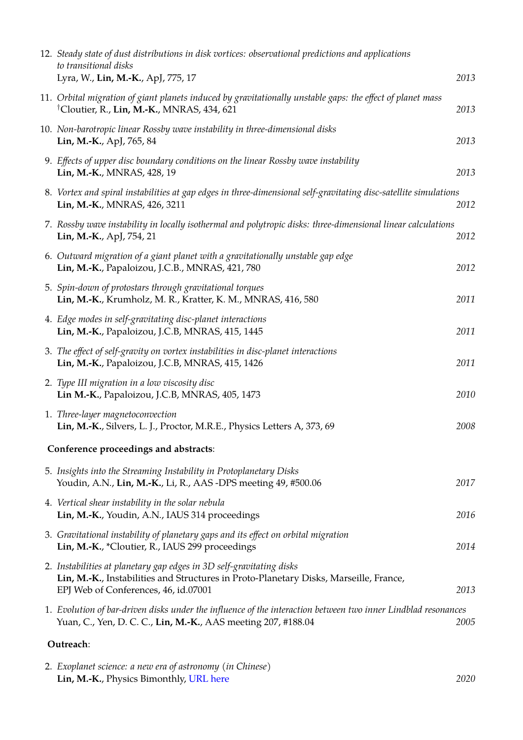12. *Steady state of dust distributions in disk vortices: observational predictions and applications to transitional disks*
    Lyra, W., **Lin, M.-K.**, ApJ, 775, 17 — *2013*

11. *Orbital migration of giant planets induced by gravitationally unstable gaps: the effect of planet mass*
    †Cloutier, R., **Lin, M.-K.**, MNRAS, 434, 621 — *2013*

10. *Non-barotropic linear Rossby wave instability in three-dimensional disks*
    **Lin, M.-K.**, ApJ, 765, 84 — *2013*

9. *Effects of upper disc boundary conditions on the linear Rossby wave instability*
    **Lin, M.-K.**, MNRAS, 428, 19 — *2013*

8. *Vortex and spiral instabilities at gap edges in three-dimensional self-gravitating disc-satellite simulations*
    **Lin, M.-K.**, MNRAS, 426, 3211 — *2012*

7. *Rossby wave instability in locally isothermal and polytropic disks: three-dimensional linear calculations*
    **Lin, M.-K.**, ApJ, 754, 21 — *2012*

6. *Outward migration of a giant planet with a gravitationally unstable gap edge*
    **Lin, M.-K.**, Papaloizou, J.C.B., MNRAS, 421, 780 — *2012*

5. *Spin-down of protostars through gravitational torques*
    **Lin, M.-K.**, Krumholz, M. R., Kratter, K. M., MNRAS, 416, 580 — *2011*

4. *Edge modes in self-gravitating disc-planet interactions*
    **Lin, M.-K.**, Papaloizou, J.C.B, MNRAS, 415, 1445 — *2011*

3. *The effect of self-gravity on vortex instabilities in disc-planet interactions*
    **Lin, M.-K.**, Papaloizou, J.C.B, MNRAS, 415, 1426 — *2011*

2. *Type III migration in a low viscosity disc*
    **Lin M.-K.**, Papaloizou, J.C.B, MNRAS, 405, 1473 — *2010*

1. *Three-layer magnetoconvection*
    **Lin, M.-K.**, Silvers, L. J., Proctor, M.R.E., Physics Letters A, 373, 69 — *2008*

**Conference proceedings and abstracts**:

5. *Insights into the Streaming Instability in Protoplanetary Disks*
    Youdin, A.N., **Lin, M.-K.**, Li, R., AAS -DPS meeting 49, #500.06 — *2017*

4. *Vertical shear instability in the solar nebula*
    **Lin, M.-K.**, Youdin, A.N., IAUS 314 proceedings — *2016*

3. *Gravitational instability of planetary gaps and its effect on orbital migration*
    **Lin, M.-K.**, *Cloutier, R., IAUS 299 proceedings — *2014*

2. *Instabilities at planetary gap edges in 3D self-gravitating disks*
    **Lin, M.-K.**, Instabilities and Structures in Proto-Planetary Disks, Marseille, France, EPJ Web of Conferences, 46, id.07001 — *2013*

1. *Evolution of bar-driven disks under the influence of the interaction between two inner Lindblad resonances*
    Yuan, C., Yen, D. C. C., **Lin, M.-K.**, AAS meeting 207, #188.04 — *2005*

**Outreach**:

2. *Exoplanet science: a new era of astronomy (in Chinese)*
    **Lin, M.-K.**, Physics Bimonthly, URL here — *2020*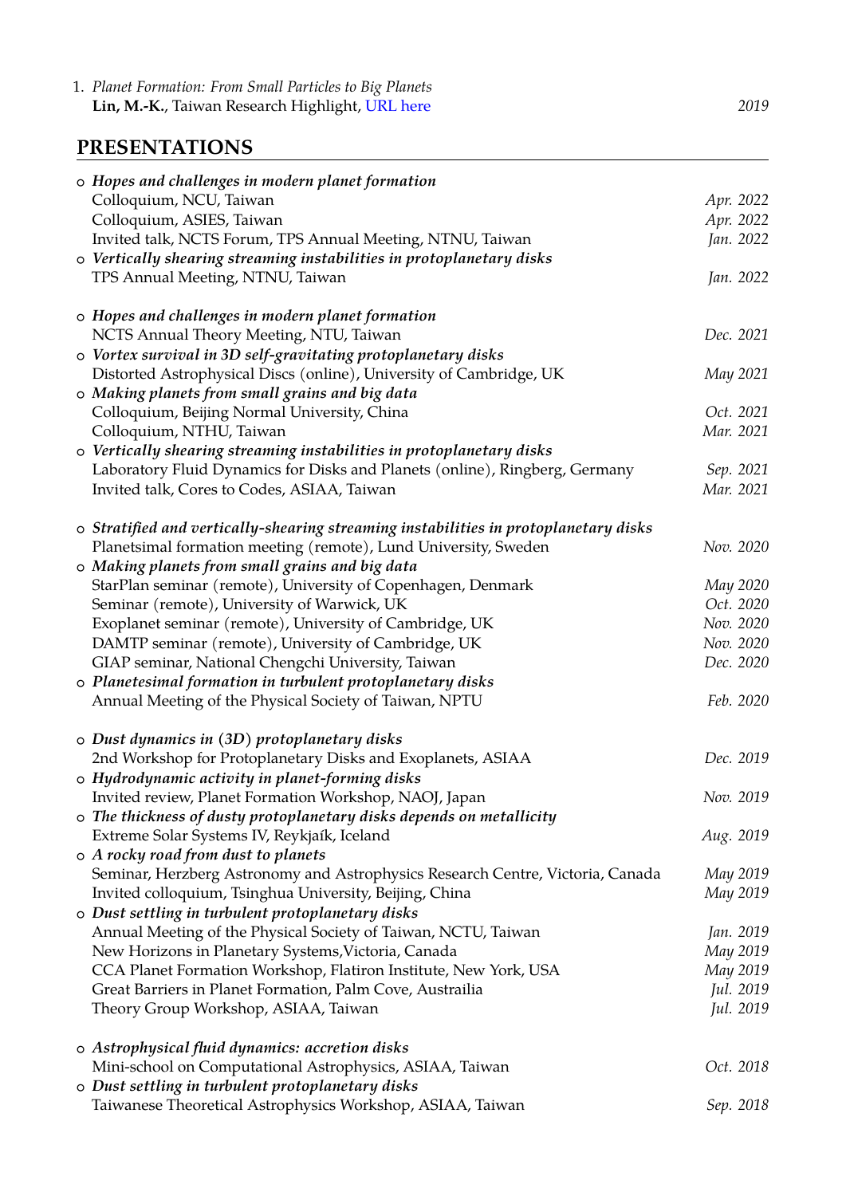1. *Planet Formation: From Small Particles to Big Planets*
   **Lin, M.-K.**, Taiwan Research Highlight, URL here — *2019*

## PRESENTATIONS

- ***Hopes and challenges in modern planet formation***
  Colloquium, NCU, Taiwan — *Apr. 2022*
  Colloquium, ASIES, Taiwan — *Apr. 2022*
  Invited talk, NCTS Forum, TPS Annual Meeting, NTNU, Taiwan — *Jan. 2022*
- ***Vertically shearing streaming instabilities in protoplanetary disks***
  TPS Annual Meeting, NTNU, Taiwan — *Jan. 2022*

- ***Hopes and challenges in modern planet formation***
  NCTS Annual Theory Meeting, NTU, Taiwan — *Dec. 2021*
- ***Vortex survival in 3D self-gravitating protoplanetary disks***
  Distorted Astrophysical Discs (online), University of Cambridge, UK — *May 2021*
- ***Making planets from small grains and big data***
  Colloquium, Beijing Normal University, China — *Oct. 2021*
  Colloquium, NTHU, Taiwan — *Mar. 2021*
- ***Vertically shearing streaming instabilities in protoplanetary disks***
  Laboratory Fluid Dynamics for Disks and Planets (online), Ringberg, Germany — *Sep. 2021*
  Invited talk, Cores to Codes, ASIAA, Taiwan — *Mar. 2021*

- ***Stratified and vertically-shearing streaming instabilities in protoplanetary disks***
  Planetsimal formation meeting (remote), Lund University, Sweden — *Nov. 2020*
- ***Making planets from small grains and big data***
  StarPlan seminar (remote), University of Copenhagen, Denmark — *May 2020*
  Seminar (remote), University of Warwick, UK — *Oct. 2020*
  Exoplanet seminar (remote), University of Cambridge, UK — *Nov. 2020*
  DAMTP seminar (remote), University of Cambridge, UK — *Nov. 2020*
  GIAP seminar, National Chengchi University, Taiwan — *Dec. 2020*
- ***Planetesimal formation in turbulent protoplanetary disks***
  Annual Meeting of the Physical Society of Taiwan, NPTU — *Feb. 2020*

- ***Dust dynamics in (3D) protoplanetary disks***
  2nd Workshop for Protoplanetary Disks and Exoplanets, ASIAA — *Dec. 2019*
- ***Hydrodynamic activity in planet-forming disks***
  Invited review, Planet Formation Workshop, NAOJ, Japan — *Nov. 2019*
- ***The thickness of dusty protoplanetary disks depends on metallicity***
  Extreme Solar Systems IV, Reykjaík, Iceland — *Aug. 2019*
- ***A rocky road from dust to planets***
  Seminar, Herzberg Astronomy and Astrophysics Research Centre, Victoria, Canada — *May 2019*
  Invited colloquium, Tsinghua University, Beijing, China — *May 2019*
- ***Dust settling in turbulent protoplanetary disks***
  Annual Meeting of the Physical Society of Taiwan, NCTU, Taiwan — *Jan. 2019*
  New Horizons in Planetary Systems,Victoria, Canada — *May 2019*
  CCA Planet Formation Workshop, Flatiron Institute, New York, USA — *May 2019*
  Great Barriers in Planet Formation, Palm Cove, Austrailia — *Jul. 2019*
  Theory Group Workshop, ASIAA, Taiwan — *Jul. 2019*

- ***Astrophysical fluid dynamics: accretion disks***
  Mini-school on Computational Astrophysics, ASIAA, Taiwan — *Oct. 2018*
- ***Dust settling in turbulent protoplanetary disks***
  Taiwanese Theoretical Astrophysics Workshop, ASIAA, Taiwan — *Sep. 2018*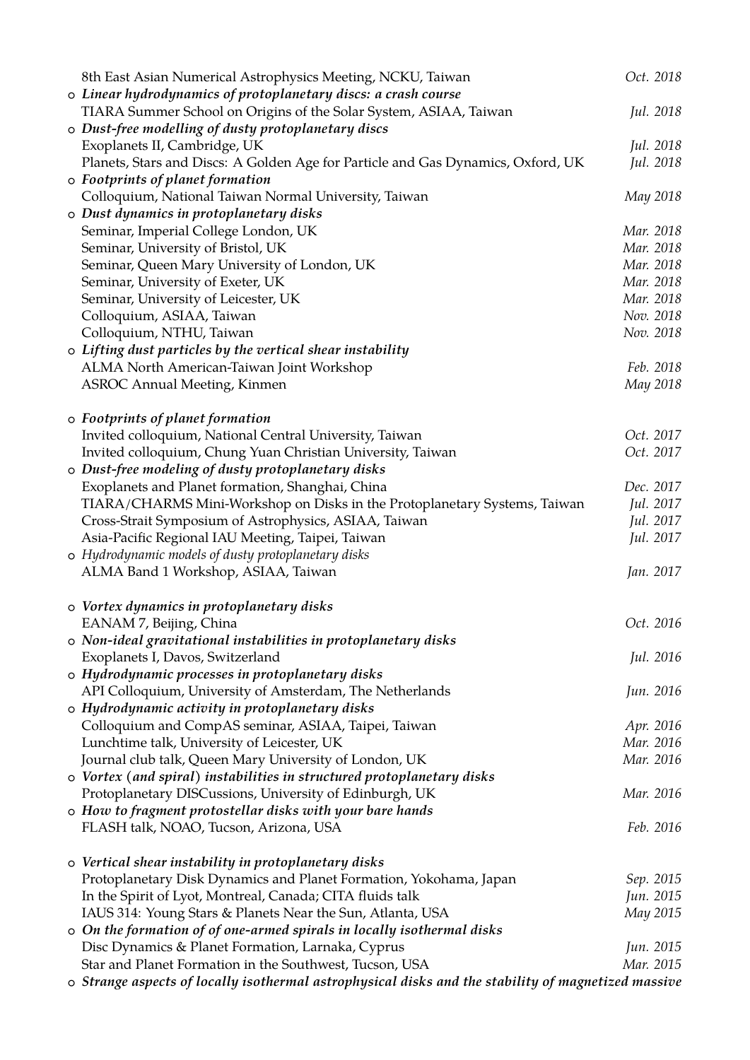8th East Asian Numerical Astrophysics Meeting, NCKU, Taiwan *Oct. 2018*

- ***Linear hydrodynamics of protoplanetary discs: a crash course***
  TIARA Summer School on Origins of the Solar System, ASIAA, Taiwan *Jul. 2018*
- ***Dust-free modelling of dusty protoplanetary discs***
  Exoplanets II, Cambridge, UK *Jul. 2018*
  Planets, Stars and Discs: A Golden Age for Particle and Gas Dynamics, Oxford, UK *Jul. 2018*
- ***Footprints of planet formation***
  Colloquium, National Taiwan Normal University, Taiwan *May 2018*
- ***Dust dynamics in protoplanetary disks***
  Seminar, Imperial College London, UK *Mar. 2018*
  Seminar, University of Bristol, UK *Mar. 2018*
  Seminar, Queen Mary University of London, UK *Mar. 2018*
  Seminar, University of Exeter, UK *Mar. 2018*
  Seminar, University of Leicester, UK *Mar. 2018*
  Colloquium, ASIAA, Taiwan *Nov. 2018*
  Colloquium, NTHU, Taiwan *Nov. 2018*
- ***Lifting dust particles by the vertical shear instability***
  ALMA North American-Taiwan Joint Workshop *Feb. 2018*
  ASROC Annual Meeting, Kinmen *May 2018*

- ***Footprints of planet formation***
  Invited colloquium, National Central University, Taiwan *Oct. 2017*
  Invited colloquium, Chung Yuan Christian University, Taiwan *Oct. 2017*
- ***Dust-free modeling of dusty protoplanetary disks***
  Exoplanets and Planet formation, Shanghai, China *Dec. 2017*
  TIARA/CHARMS Mini-Workshop on Disks in the Protoplanetary Systems, Taiwan *Jul. 2017*
  Cross-Strait Symposium of Astrophysics, ASIAA, Taiwan *Jul. 2017*
  Asia-Pacific Regional IAU Meeting, Taipei, Taiwan *Jul. 2017*
- *Hydrodynamic models of dusty protoplanetary disks*
  ALMA Band 1 Workshop, ASIAA, Taiwan *Jan. 2017*

- ***Vortex dynamics in protoplanetary disks***
  EANAM 7, Beijing, China *Oct. 2016*
- ***Non-ideal gravitational instabilities in protoplanetary disks***
  Exoplanets I, Davos, Switzerland *Jul. 2016*
- ***Hydrodynamic processes in protoplanetary disks***
  API Colloquium, University of Amsterdam, The Netherlands *Jun. 2016*
- ***Hydrodynamic activity in protoplanetary disks***
  Colloquium and CompAS seminar, ASIAA, Taipei, Taiwan *Apr. 2016*
  Lunchtime talk, University of Leicester, UK *Mar. 2016*
  Journal club talk, Queen Mary University of London, UK *Mar. 2016*
- ***Vortex (and spiral) instabilities in structured protoplanetary disks***
  Protoplanetary DISCussions, University of Edinburgh, UK *Mar. 2016*
- ***How to fragment protostellar disks with your bare hands***
  FLASH talk, NOAO, Tucson, Arizona, USA *Feb. 2016*

- ***Vertical shear instability in protoplanetary disks***
  Protoplanetary Disk Dynamics and Planet Formation, Yokohama, Japan *Sep. 2015*
  In the Spirit of Lyot, Montreal, Canada; CITA fluids talk *Jun. 2015*
  IAUS 314: Young Stars & Planets Near the Sun, Atlanta, USA *May 2015*
- ***On the formation of of one-armed spirals in locally isothermal disks***
  Disc Dynamics & Planet Formation, Larnaka, Cyprus *Jun. 2015*
  Star and Planet Formation in the Southwest, Tucson, USA *Mar. 2015*
- ***Strange aspects of locally isothermal astrophysical disks and the stability of magnetized massive***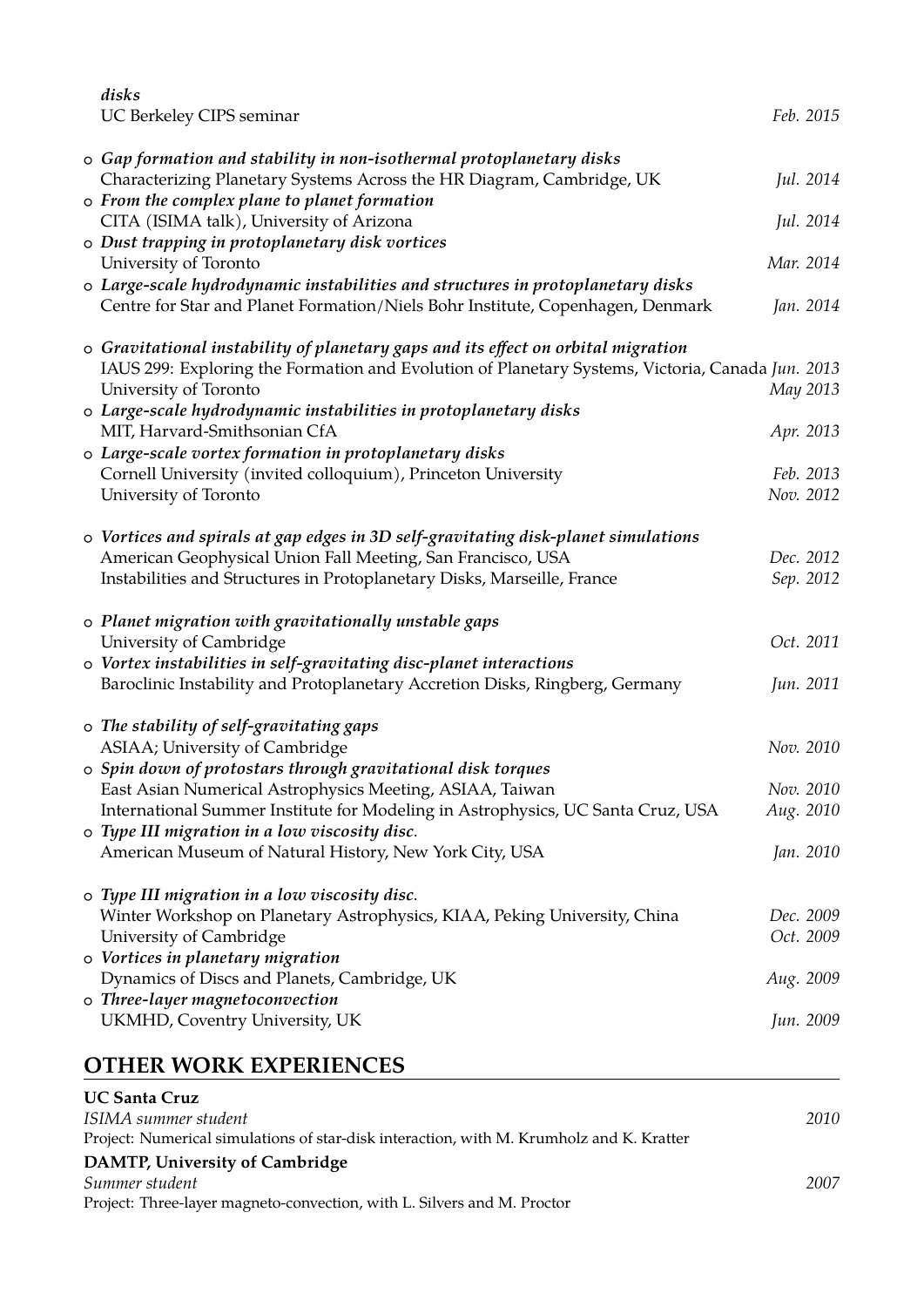***disks***
UC Berkeley CIPS seminar *Feb. 2015*

- ***Gap formation and stability in non-isothermal protoplanetary disks***
  Characterizing Planetary Systems Across the HR Diagram, Cambridge, UK *Jul. 2014*
- ***From the complex plane to planet formation***
  CITA (ISIMA talk), University of Arizona *Jul. 2014*
- ***Dust trapping in protoplanetary disk vortices***
  University of Toronto *Mar. 2014*
- ***Large-scale hydrodynamic instabilities and structures in protoplanetary disks***
  Centre for Star and Planet Formation/Niels Bohr Institute, Copenhagen, Denmark *Jan. 2014*

- ***Gravitational instability of planetary gaps and its effect on orbital migration***
  IAUS 299: Exploring the Formation and Evolution of Planetary Systems, Victoria, Canada *Jun. 2013*
  University of Toronto *May 2013*
- ***Large-scale hydrodynamic instabilities in protoplanetary disks***
  MIT, Harvard-Smithsonian CfA *Apr. 2013*
- ***Large-scale vortex formation in protoplanetary disks***
  Cornell University (invited colloquium), Princeton University *Feb. 2013*
  University of Toronto *Nov. 2012*

- ***Vortices and spirals at gap edges in 3D self-gravitating disk-planet simulations***
  American Geophysical Union Fall Meeting, San Francisco, USA *Dec. 2012*
  Instabilities and Structures in Protoplanetary Disks, Marseille, France *Sep. 2012*

- ***Planet migration with gravitationally unstable gaps***
  University of Cambridge *Oct. 2011*
- ***Vortex instabilities in self-gravitating disc-planet interactions***
  Baroclinic Instability and Protoplanetary Accretion Disks, Ringberg, Germany *Jun. 2011*

- ***The stability of self-gravitating gaps***
  ASIAA; University of Cambridge *Nov. 2010*
- ***Spin down of protostars through gravitational disk torques***
  East Asian Numerical Astrophysics Meeting, ASIAA, Taiwan *Nov. 2010*
  International Summer Institute for Modeling in Astrophysics, UC Santa Cruz, USA *Aug. 2010*
- ***Type III migration in a low viscosity disc.***
  American Museum of Natural History, New York City, USA *Jan. 2010*

- ***Type III migration in a low viscosity disc.***
  Winter Workshop on Planetary Astrophysics, KIAA, Peking University, China *Dec. 2009*
  University of Cambridge *Oct. 2009*
- ***Vortices in planetary migration***
  Dynamics of Discs and Planets, Cambridge, UK *Aug. 2009*
- ***Three-layer magnetoconvection***
  UKMHD, Coventry University, UK *Jun. 2009*

## OTHER WORK EXPERIENCES

**UC Santa Cruz**
*ISIMA summer student* *2010*
Project: Numerical simulations of star-disk interaction, with M. Krumholz and K. Kratter

**DAMTP, University of Cambridge**
*Summer student* *2007*
Project: Three-layer magneto-convection, with L. Silvers and M. Proctor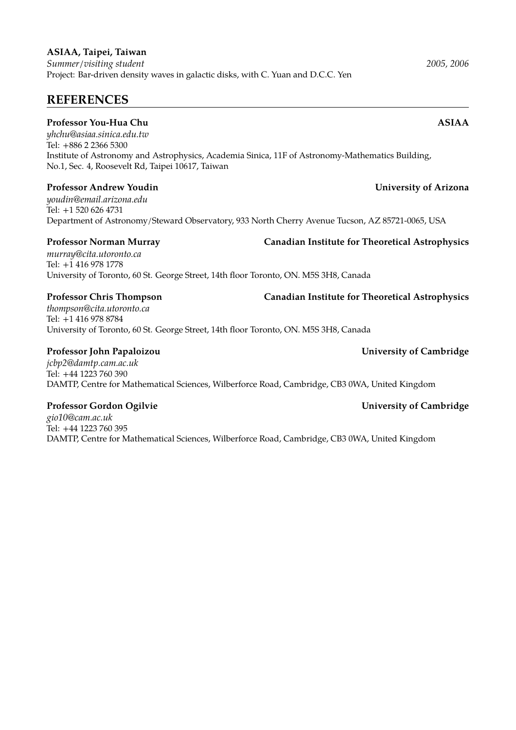**ASIAA, Taipei, Taiwan**

*Summer/visiting student* *2005, 2006*

Project: Bar-driven density waves in galactic disks, with C. Yuan and D.C.C. Yen

## REFERENCES

**Professor You-Hua Chu** **ASIAA**

*yhchu@asiaa.sinica.edu.tw*

Tel: +886 2 2366 5300

Institute of Astronomy and Astrophysics, Academia Sinica, 11F of Astronomy-Mathematics Building, No.1, Sec. 4, Roosevelt Rd, Taipei 10617, Taiwan

**Professor Andrew Youdin** **University of Arizona**

*youdin@email.arizona.edu*

Tel: +1 520 626 4731

Department of Astronomy/Steward Observatory, 933 North Cherry Avenue Tucson, AZ 85721-0065, USA

**Professor Norman Murray** **Canadian Institute for Theoretical Astrophysics**

*murray@cita.utoronto.ca*

Tel: +1 416 978 1778

University of Toronto, 60 St. George Street, 14th floor Toronto, ON. M5S 3H8, Canada

**Professor Chris Thompson** **Canadian Institute for Theoretical Astrophysics**

*thompson@cita.utoronto.ca*

Tel: +1 416 978 8784

University of Toronto, 60 St. George Street, 14th floor Toronto, ON. M5S 3H8, Canada

**Professor John Papaloizou** **University of Cambridge**

*jcbp2@damtp.cam.ac.uk*

Tel: +44 1223 760 390

DAMTP, Centre for Mathematical Sciences, Wilberforce Road, Cambridge, CB3 0WA, United Kingdom

**Professor Gordon Ogilvie** **University of Cambridge**

*gio10@cam.ac.uk*

Tel: +44 1223 760 395

DAMTP, Centre for Mathematical Sciences, Wilberforce Road, Cambridge, CB3 0WA, United Kingdom